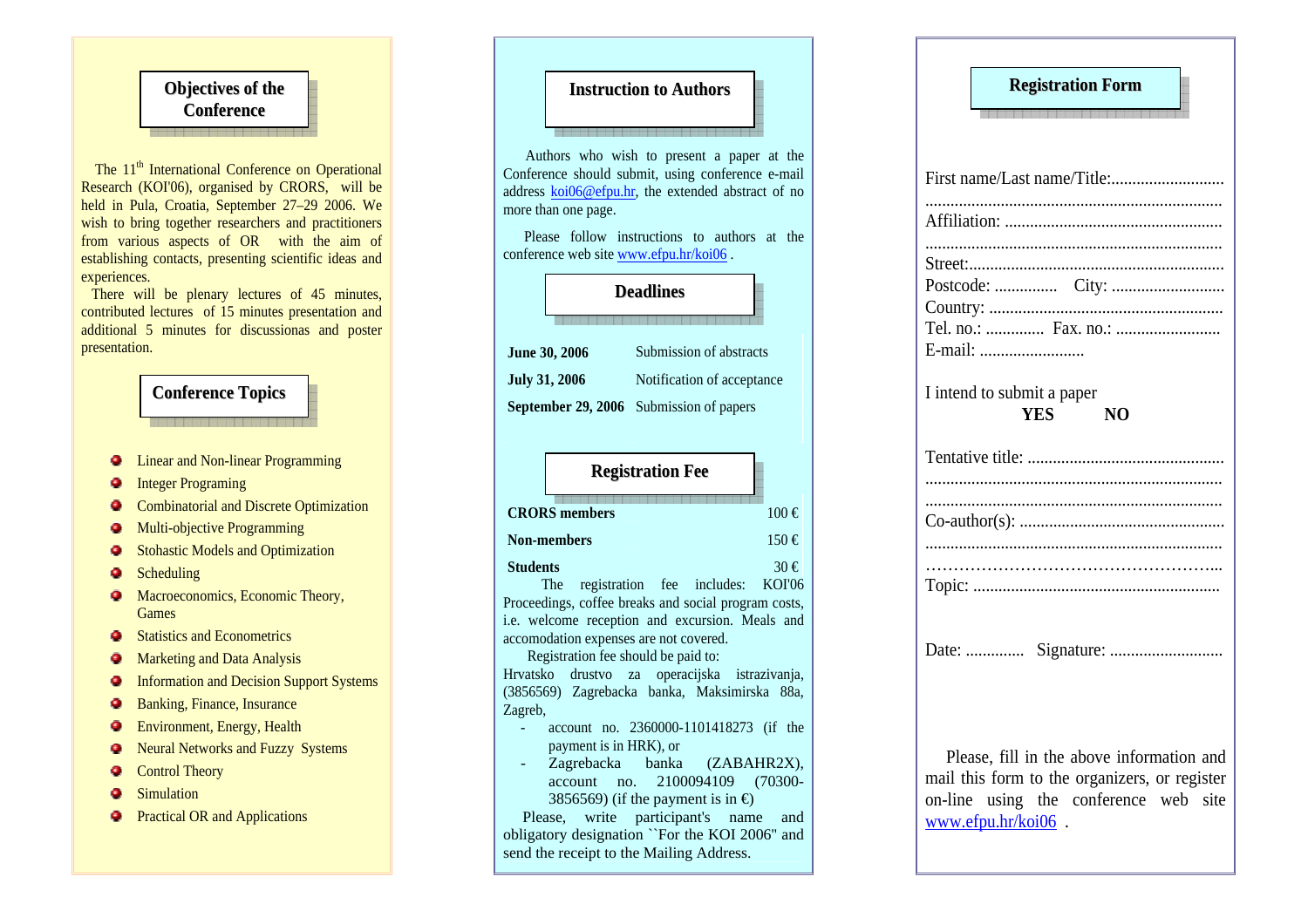## Objectives of the Conference

The 11th International Conference on Operational Research (KOI'06), organised by CRORS, will be held in Pula, Croatia, September 27–29 2006. We wish to bring together researchers and practitioners from various aspects of OR with the aim of establishing contacts, presenting scientific ideas and experiences.

There will be plenary lectures of 45 minutes, contributed lectures of 15 minutes presentation and additional 5 minutes for discussionas and poster presentation.

## Conference Topics

- Linear and Non-linear Programming
- Integer Programing
- Combinatorial and Discrete Optimization
- Multi-objective Programming
- Stohastic Models and Optimization
- Scheduling
- Macroeconomics, Economic Theory, Games
- Statistics and Econometrics
- Marketing and Data Analysis
- Information and Decision Support Systems
- Banking, Finance, Insurance
- Environment, Energy, Health
- Neural Networks and Fuzzy Systems
- Control Theory
- Simulation
- Practical OR and Applications

## Instruction to Authors

Authors who wish to present a paper at the Conference should submit, using conference e-mail address koi06@efpu.hr, the extended abstract of no more than one page.

Please follow instructions to authors at the conference web site www.efpu.hr/koi06 .

## Deadlines

| | |
|---|---|
| **June 30, 2006** | Submission of abstracts |
| **July 31, 2006** | Notification of acceptance |
| **September 29, 2006** | Submission of papers |

## Registration Fee

| | |
|---|---|
| **CRORS members** | 100 € |
| **Non-members** | 150 € |
| **Students** | 30 € |

The registration fee includes: KOI'06 Proceedings, coffee breaks and social program costs, i.e. welcome reception and excursion. Meals and accomodation expenses are not covered.

Registration fee should be paid to:

Hrvatsko drustvo za operacijska istrazivanja, (3856569) Zagrebacka banka, Maksimirska 88a, Zagreb,

- account no. 2360000-1101418273 (if the payment is in HRK), or
- Zagrebacka banka (ZABAHR2X), account no. 2100094109 (70300-3856569) (if the payment is in €)

Please, write participant's name and obligatory designation ``For the KOI 2006" and send the receipt to the Mailing Address.

## Registration Form

First name/Last name/Title:...........................
......................................................................
Affiliation: ...................................................
......................................................................
Street:............................................................
Postcode: ............... City: ..........................
Country: .......................................................
Tel. no.: ............. Fax. no.: ........................
E-mail: .........................

I intend to submit a paper
**YES** **NO**

Tentative title: ...............................................
......................................................................
......................................................................
Co-author(s): .................................................
......................................................................
……………………………………………...
Topic: ..........................................................

Date: ............. Signature: ..........................

Please, fill in the above information and mail this form to the organizers, or register on-line using the conference web site www.efpu.hr/koi06 .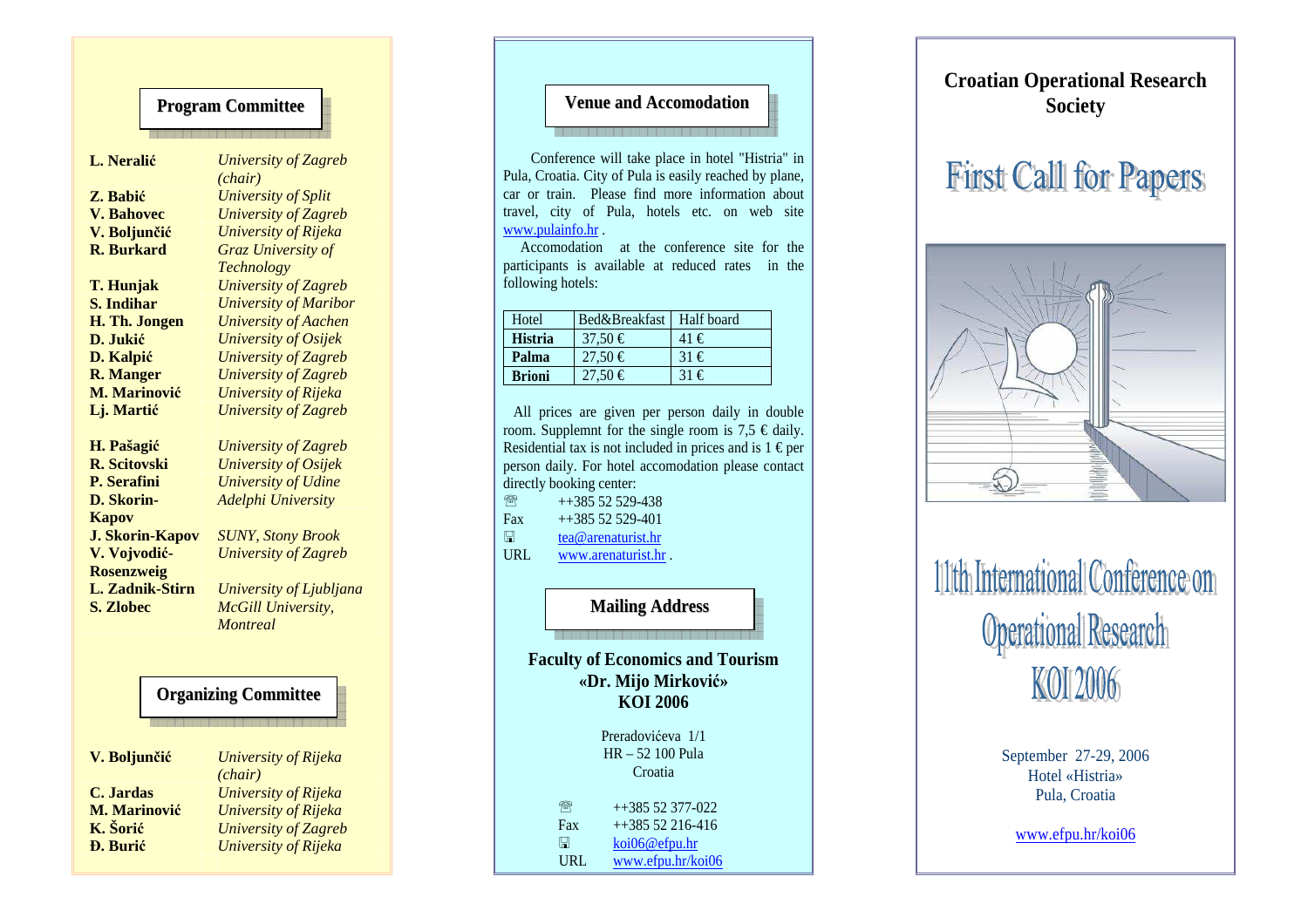## Program Committee

| | |
|---|---|
| **L. Neralić** | *University of Zagreb (chair)* |
| **Z. Babić** | *University of Split* |
| **V. Bahovec** | *University of Zagreb* |
| **V. Boljunčić** | *University of Rijeka* |
| **R. Burkard** | *Graz University of Technology* |
| **T. Hunjak** | *University of Zagreb* |
| **S. Indihar** | *University of Maribor* |
| **H. Th. Jongen** | *University of Aachen* |
| **D. Jukić** | *University of Osijek* |
| **D. Kalpić** | *University of Zagreb* |
| **R. Manger** | *University of Zagreb* |
| **M. Marinović** | *University of Rijeka* |
| **Lj. Martić** | *University of Zagreb* |
| **H. Pašagić** | *University of Zagreb* |
| **R. Scitovski** | *University of Osijek* |
| **P. Serafini** | *University of Udine* |
| **D. Skorin-Kapov** | *Adelphi University* |
| **J. Skorin-Kapov** | *SUNY, Stony Brook* |
| **V. Vojvodić-Rosenzweig** | *University of Zagreb* |
| **L. Zadnik-Stirn** | *University of Ljubljana* |
| **S. Zlobec** | *McGill University, Montreal* |

## Organizing Committee

| | |
|---|---|
| **V. Boljunčić** | *University of Rijeka (chair)* |
| **C. Jardas** | *University of Rijeka* |
| **M. Marinović** | *University of Rijeka* |
| **K. Šorić** | *University of Zagreb* |
| **Đ. Burić** | *University of Rijeka* |

## Venue and Accomodation

Conference will take place in hotel "Histria" in Pula, Croatia. City of Pula is easily reached by plane, car or train. Please find more information about travel, city of Pula, hotels etc. on web site www.pulainfo.hr .

Accomodation at the conference site for the participants is available at reduced rates in the following hotels:

| Hotel | Bed&Breakfast | Half board |
|---|---|---|
| **Histria** | 37,50 € | 41 € |
| **Palma** | 27,50 € | 31 € |
| **Brioni** | 27,50 € | 31 € |

All prices are given per person daily in double room. Supplemnt for the single room is 7,5 € daily. Residential tax is not included in prices and is 1 € per person daily. For hotel accomodation please contact directly booking center:

☏ ++385 52 529-438
Fax ++385 52 529-401
tea@arenaturist.hr
URL www.arenaturist.hr .

## Mailing Address

**Faculty of Economics and Tourism**
**«Dr. Mijo Mirković»**
**KOI 2006**

Preradovićeva 1/1
HR – 52 100 Pula
Croatia

☏ ++385 52 377-022
Fax ++385 52 216-416
koi06@efpu.hr
URL www.efpu.hr/koi06

## Croatian Operational Research Society

# First Call for Papers

# 11th International Conference on Operational Research KOI 2006

September 27-29, 2006
Hotel «Histria»
Pula, Croatia

www.efpu.hr/koi06